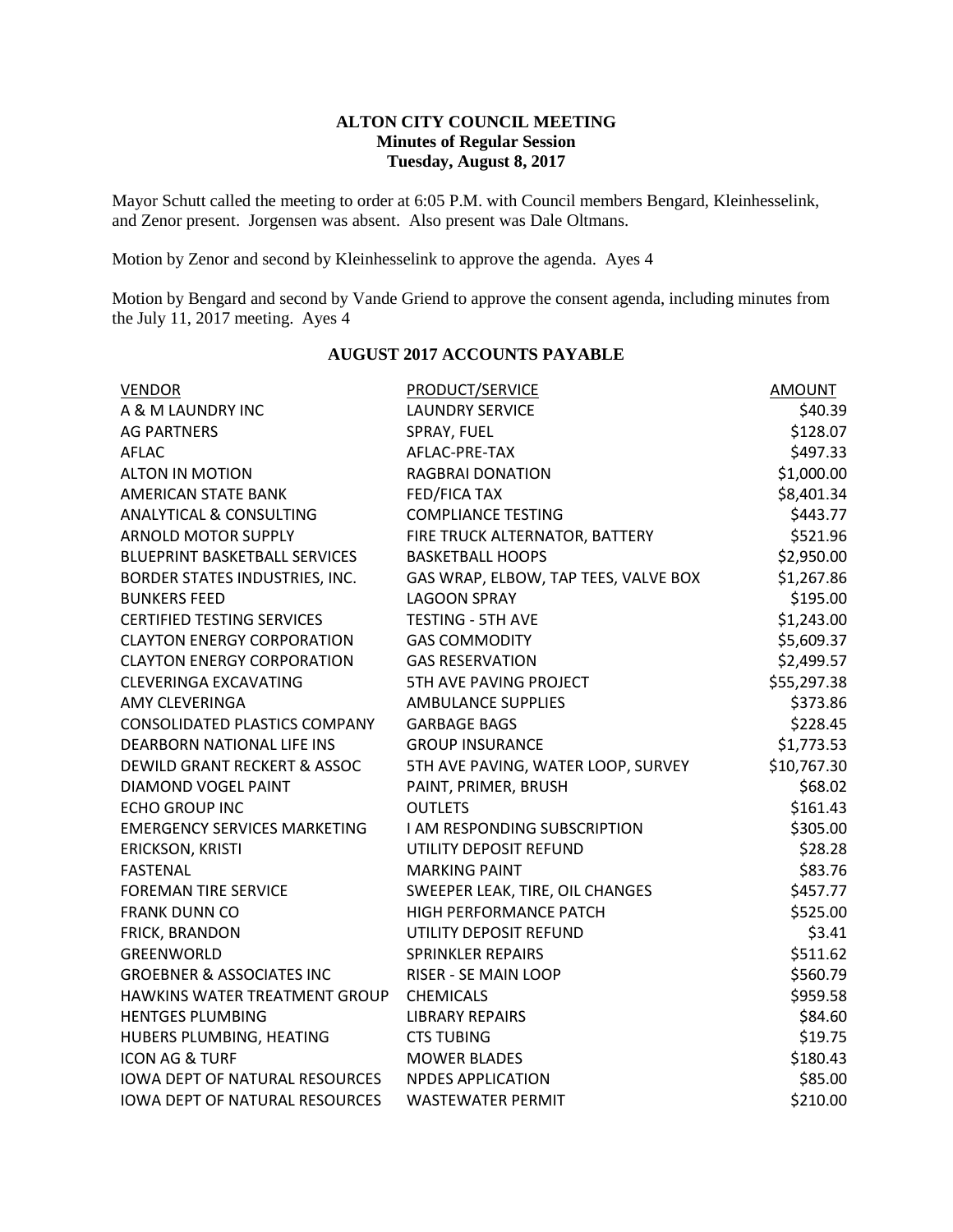**ALTON CITY COUNCIL MEETING**
**Minutes of Regular Session**
**Tuesday, August 8, 2017**

Mayor Schutt called the meeting to order at 6:05 P.M. with Council members Bengard, Kleinhesselink, and Zenor present. Jorgensen was absent. Also present was Dale Oltmans.

Motion by Zenor and second by Kleinhesselink to approve the agenda. Ayes 4

Motion by Bengard and second by Vande Griend to approve the consent agenda, including minutes from the July 11, 2017 meeting. Ayes 4

**AUGUST 2017 ACCOUNTS PAYABLE**

| VENDOR | PRODUCT/SERVICE | AMOUNT |
|---|---|---|
| A & M LAUNDRY INC | LAUNDRY SERVICE | $40.39 |
| AG PARTNERS | SPRAY, FUEL | $128.07 |
| AFLAC | AFLAC-PRE-TAX | $497.33 |
| ALTON IN MOTION | RAGBRAI DONATION | $1,000.00 |
| AMERICAN STATE BANK | FED/FICA TAX | $8,401.34 |
| ANALYTICAL & CONSULTING | COMPLIANCE TESTING | $443.77 |
| ARNOLD MOTOR SUPPLY | FIRE TRUCK ALTERNATOR, BATTERY | $521.96 |
| BLUEPRINT BASKETBALL SERVICES | BASKETBALL HOOPS | $2,950.00 |
| BORDER STATES INDUSTRIES, INC. | GAS WRAP, ELBOW, TAP TEES, VALVE BOX | $1,267.86 |
| BUNKERS FEED | LAGOON SPRAY | $195.00 |
| CERTIFIED TESTING SERVICES | TESTING - 5TH AVE | $1,243.00 |
| CLAYTON ENERGY CORPORATION | GAS COMMODITY | $5,609.37 |
| CLAYTON ENERGY CORPORATION | GAS RESERVATION | $2,499.57 |
| CLEVERINGA EXCAVATING | 5TH AVE PAVING PROJECT | $55,297.38 |
| AMY CLEVERINGA | AMBULANCE SUPPLIES | $373.86 |
| CONSOLIDATED PLASTICS COMPANY | GARBAGE BAGS | $228.45 |
| DEARBORN NATIONAL LIFE INS | GROUP INSURANCE | $1,773.53 |
| DEWILD GRANT RECKERT & ASSOC | 5TH AVE PAVING, WATER LOOP, SURVEY | $10,767.30 |
| DIAMOND VOGEL PAINT | PAINT, PRIMER, BRUSH | $68.02 |
| ECHO GROUP INC | OUTLETS | $161.43 |
| EMERGENCY SERVICES MARKETING | I AM RESPONDING SUBSCRIPTION | $305.00 |
| ERICKSON, KRISTI | UTILITY DEPOSIT REFUND | $28.28 |
| FASTENAL | MARKING PAINT | $83.76 |
| FOREMAN TIRE SERVICE | SWEEPER LEAK, TIRE, OIL CHANGES | $457.77 |
| FRANK DUNN CO | HIGH PERFORMANCE PATCH | $525.00 |
| FRICK, BRANDON | UTILITY DEPOSIT REFUND | $3.41 |
| GREENWORLD | SPRINKLER REPAIRS | $511.62 |
| GROEBNER & ASSOCIATES INC | RISER - SE MAIN LOOP | $560.79 |
| HAWKINS WATER TREATMENT GROUP | CHEMICALS | $959.58 |
| HENTGES PLUMBING | LIBRARY REPAIRS | $84.60 |
| HUBERS PLUMBING, HEATING | CTS TUBING | $19.75 |
| ICON AG & TURF | MOWER BLADES | $180.43 |
| IOWA DEPT OF NATURAL RESOURCES | NPDES APPLICATION | $85.00 |
| IOWA DEPT OF NATURAL RESOURCES | WASTEWATER PERMIT | $210.00 |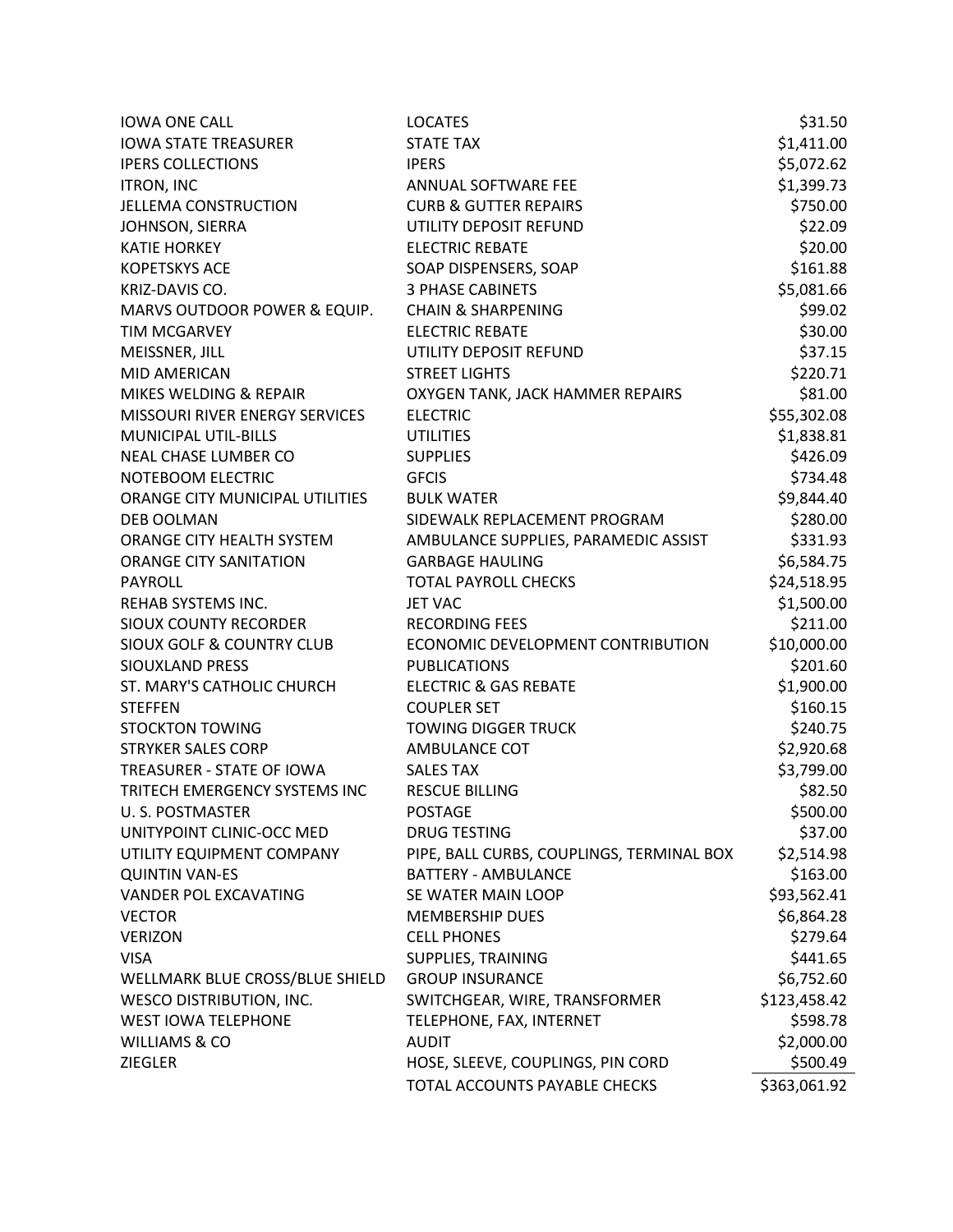| | | |
|---|---|---|
| IOWA ONE CALL | LOCATES | $31.50 |
| IOWA STATE TREASURER | STATE TAX | $1,411.00 |
| IPERS COLLECTIONS | IPERS | $5,072.62 |
| ITRON, INC | ANNUAL SOFTWARE FEE | $1,399.73 |
| JELLEMA CONSTRUCTION | CURB & GUTTER REPAIRS | $750.00 |
| JOHNSON, SIERRA | UTILITY DEPOSIT REFUND | $22.09 |
| KATIE HORKEY | ELECTRIC REBATE | $20.00 |
| KOPETSKYS ACE | SOAP DISPENSERS, SOAP | $161.88 |
| KRIZ-DAVIS CO. | 3 PHASE CABINETS | $5,081.66 |
| MARVS OUTDOOR POWER & EQUIP. | CHAIN & SHARPENING | $99.02 |
| TIM MCGARVEY | ELECTRIC REBATE | $30.00 |
| MEISSNER, JILL | UTILITY DEPOSIT REFUND | $37.15 |
| MID AMERICAN | STREET LIGHTS | $220.71 |
| MIKES WELDING & REPAIR | OXYGEN TANK, JACK HAMMER REPAIRS | $81.00 |
| MISSOURI RIVER ENERGY SERVICES | ELECTRIC | $55,302.08 |
| MUNICIPAL UTIL-BILLS | UTILITIES | $1,838.81 |
| NEAL CHASE LUMBER CO | SUPPLIES | $426.09 |
| NOTEBOOM ELECTRIC | GFCIS | $734.48 |
| ORANGE CITY MUNICIPAL UTILITIES | BULK WATER | $9,844.40 |
| DEB OOLMAN | SIDEWALK REPLACEMENT PROGRAM | $280.00 |
| ORANGE CITY HEALTH SYSTEM | AMBULANCE SUPPLIES, PARAMEDIC ASSIST | $331.93 |
| ORANGE CITY SANITATION | GARBAGE HAULING | $6,584.75 |
| PAYROLL | TOTAL PAYROLL CHECKS | $24,518.95 |
| REHAB SYSTEMS INC. | JET VAC | $1,500.00 |
| SIOUX COUNTY RECORDER | RECORDING FEES | $211.00 |
| SIOUX GOLF & COUNTRY CLUB | ECONOMIC DEVELOPMENT CONTRIBUTION | $10,000.00 |
| SIOUXLAND PRESS | PUBLICATIONS | $201.60 |
| ST. MARY'S CATHOLIC CHURCH | ELECTRIC & GAS REBATE | $1,900.00 |
| STEFFEN | COUPLER SET | $160.15 |
| STOCKTON TOWING | TOWING DIGGER TRUCK | $240.75 |
| STRYKER SALES CORP | AMBULANCE COT | $2,920.68 |
| TREASURER - STATE OF IOWA | SALES TAX | $3,799.00 |
| TRITECH EMERGENCY SYSTEMS INC | RESCUE BILLING | $82.50 |
| U. S. POSTMASTER | POSTAGE | $500.00 |
| UNITYPOINT CLINIC-OCC MED | DRUG TESTING | $37.00 |
| UTILITY EQUIPMENT COMPANY | PIPE, BALL CURBS, COUPLINGS, TERMINAL BOX | $2,514.98 |
| QUINTIN VAN-ES | BATTERY - AMBULANCE | $163.00 |
| VANDER POL EXCAVATING | SE WATER MAIN LOOP | $93,562.41 |
| VECTOR | MEMBERSHIP DUES | $6,864.28 |
| VERIZON | CELL PHONES | $279.64 |
| VISA | SUPPLIES, TRAINING | $441.65 |
| WELLMARK BLUE CROSS/BLUE SHIELD | GROUP INSURANCE | $6,752.60 |
| WESCO DISTRIBUTION, INC. | SWITCHGEAR, WIRE, TRANSFORMER | $123,458.42 |
| WEST IOWA TELEPHONE | TELEPHONE, FAX, INTERNET | $598.78 |
| WILLIAMS & CO | AUDIT | $2,000.00 |
| ZIEGLER | HOSE, SLEEVE, COUPLINGS, PIN CORD | $500.49 |
| | TOTAL ACCOUNTS PAYABLE CHECKS | $363,061.92 |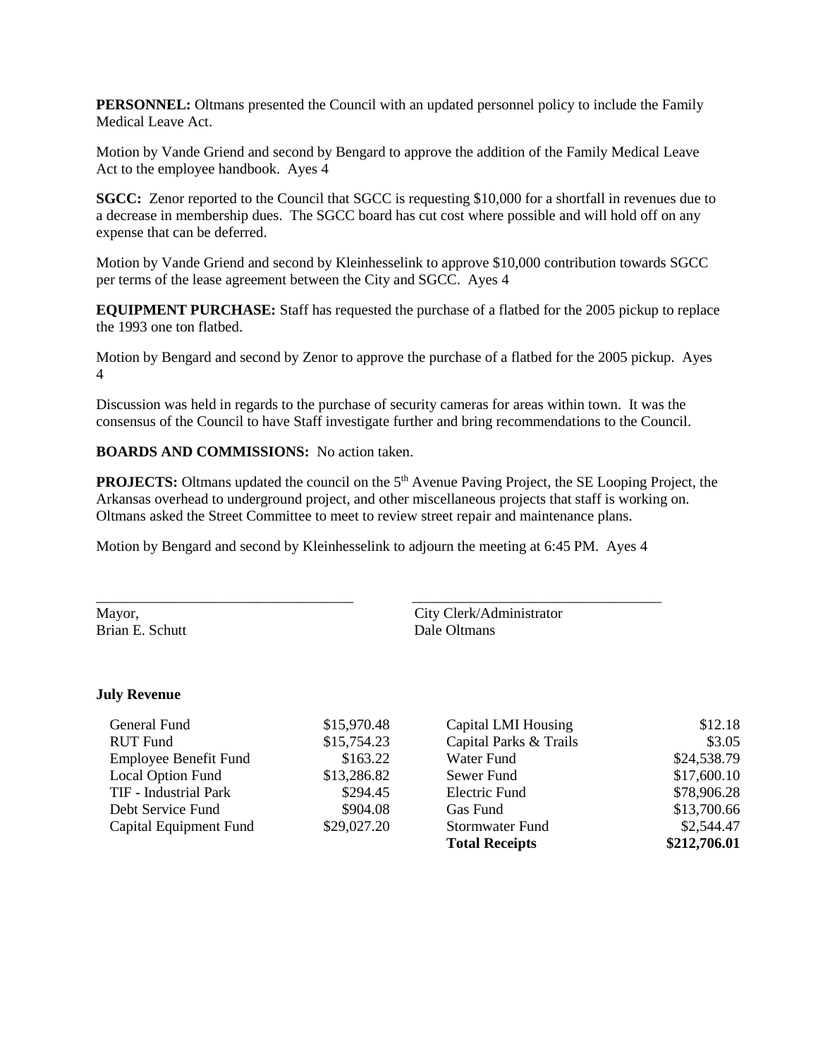**PERSONNEL:** Oltmans presented the Council with an updated personnel policy to include the Family Medical Leave Act.

Motion by Vande Griend and second by Bengard to approve the addition of the Family Medical Leave Act to the employee handbook. Ayes 4

**SGCC:** Zenor reported to the Council that SGCC is requesting $10,000 for a shortfall in revenues due to a decrease in membership dues. The SGCC board has cut cost where possible and will hold off on any expense that can be deferred.

Motion by Vande Griend and second by Kleinhesselink to approve $10,000 contribution towards SGCC per terms of the lease agreement between the City and SGCC. Ayes 4

**EQUIPMENT PURCHASE:** Staff has requested the purchase of a flatbed for the 2005 pickup to replace the 1993 one ton flatbed.

Motion by Bengard and second by Zenor to approve the purchase of a flatbed for the 2005 pickup. Ayes 4

Discussion was held in regards to the purchase of security cameras for areas within town. It was the consensus of the Council to have Staff investigate further and bring recommendations to the Council.

**BOARDS AND COMMISSIONS:** No action taken.

**PROJECTS:** Oltmans updated the council on the 5th Avenue Paving Project, the SE Looping Project, the Arkansas overhead to underground project, and other miscellaneous projects that staff is working on. Oltmans asked the Street Committee to meet to review street repair and maintenance plans.

Motion by Bengard and second by Kleinhesselink to adjourn the meeting at 6:45 PM. Ayes 4

\_\_\_\_\_\_\_\_\_\_\_\_\_\_\_\_\_\_\_\_\_\_\_\_\_\_\_\_\_\_\_\_\_\_\_
Mayor,
Brian E. Schutt

\_\_\_\_\_\_\_\_\_\_\_\_\_\_\_\_\_\_\_\_\_\_\_\_\_\_\_\_\_\_\_\_\_\_\_
City Clerk/Administrator
Dale Oltmans

**July Revenue**

| | | | |
|---|---|---|---|
| General Fund | $15,970.48 | Capital LMI Housing | $12.18 |
| RUT Fund | $15,754.23 | Capital Parks & Trails | $3.05 |
| Employee Benefit Fund | $163.22 | Water Fund | $24,538.79 |
| Local Option Fund | $13,286.82 | Sewer Fund | $17,600.10 |
| TIF - Industrial Park | $294.45 | Electric Fund | $78,906.28 |
| Debt Service Fund | $904.08 | Gas Fund | $13,700.66 |
| Capital Equipment Fund | $29,027.20 | Stormwater Fund | $2,544.47 |
| | | **Total Receipts** | **$212,706.01** |